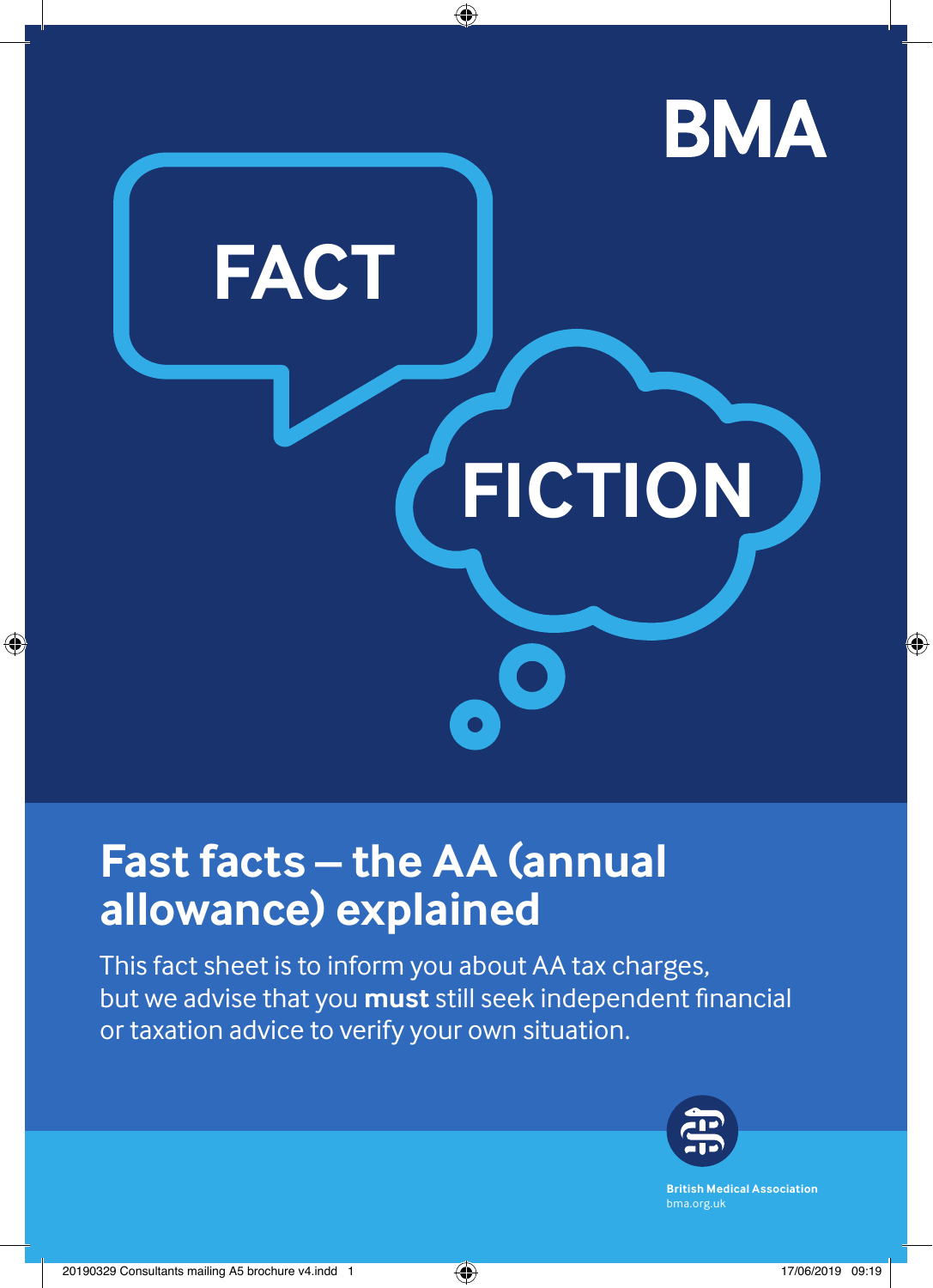BMA

FACT

FICTION

# Fast facts – the AA (annual allowance) explained

This fact sheet is to inform you about AA tax charges, but we advise that you **must** still seek independent financial or taxation advice to verify your own situation.

**British Medical Association**
bma.org.uk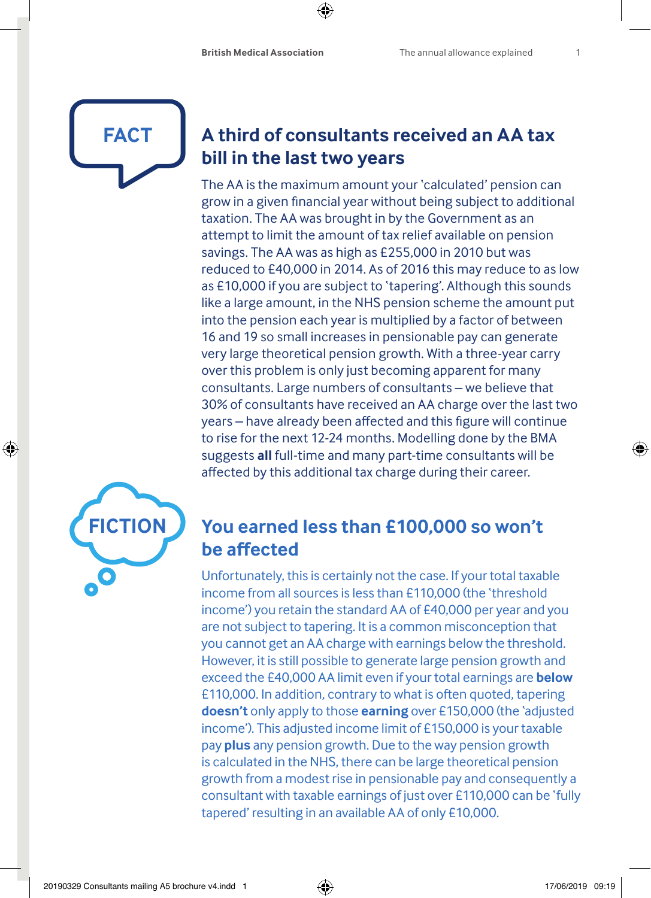**FACT**

## A third of consultants received an AA tax bill in the last two years

The AA is the maximum amount your 'calculated' pension can grow in a given financial year without being subject to additional taxation. The AA was brought in by the Government as an attempt to limit the amount of tax relief available on pension savings. The AA was as high as £255,000 in 2010 but was reduced to £40,000 in 2014. As of 2016 this may reduce to as low as £10,000 if you are subject to 'tapering'. Although this sounds like a large amount, in the NHS pension scheme the amount put into the pension each year is multiplied by a factor of between 16 and 19 so small increases in pensionable pay can generate very large theoretical pension growth. With a three-year carry over this problem is only just becoming apparent for many consultants. Large numbers of consultants – we believe that 30% of consultants have received an AA charge over the last two years – have already been affected and this figure will continue to rise for the next 12-24 months. Modelling done by the BMA suggests **all** full-time and many part-time consultants will be affected by this additional tax charge during their career.

**FICTION**

## You earned less than £100,000 so won't be affected

Unfortunately, this is certainly not the case. If your total taxable income from all sources is less than £110,000 (the 'threshold income') you retain the standard AA of £40,000 per year and you are not subject to tapering. It is a common misconception that you cannot get an AA charge with earnings below the threshold. However, it is still possible to generate large pension growth and exceed the £40,000 AA limit even if your total earnings are **below** £110,000. In addition, contrary to what is often quoted, tapering **doesn't** only apply to those **earning** over £150,000 (the 'adjusted income'). This adjusted income limit of £150,000 is your taxable pay **plus** any pension growth. Due to the way pension growth is calculated in the NHS, there can be large theoretical pension growth from a modest rise in pensionable pay and consequently a consultant with taxable earnings of just over £110,000 can be 'fully tapered' resulting in an available AA of only £10,000.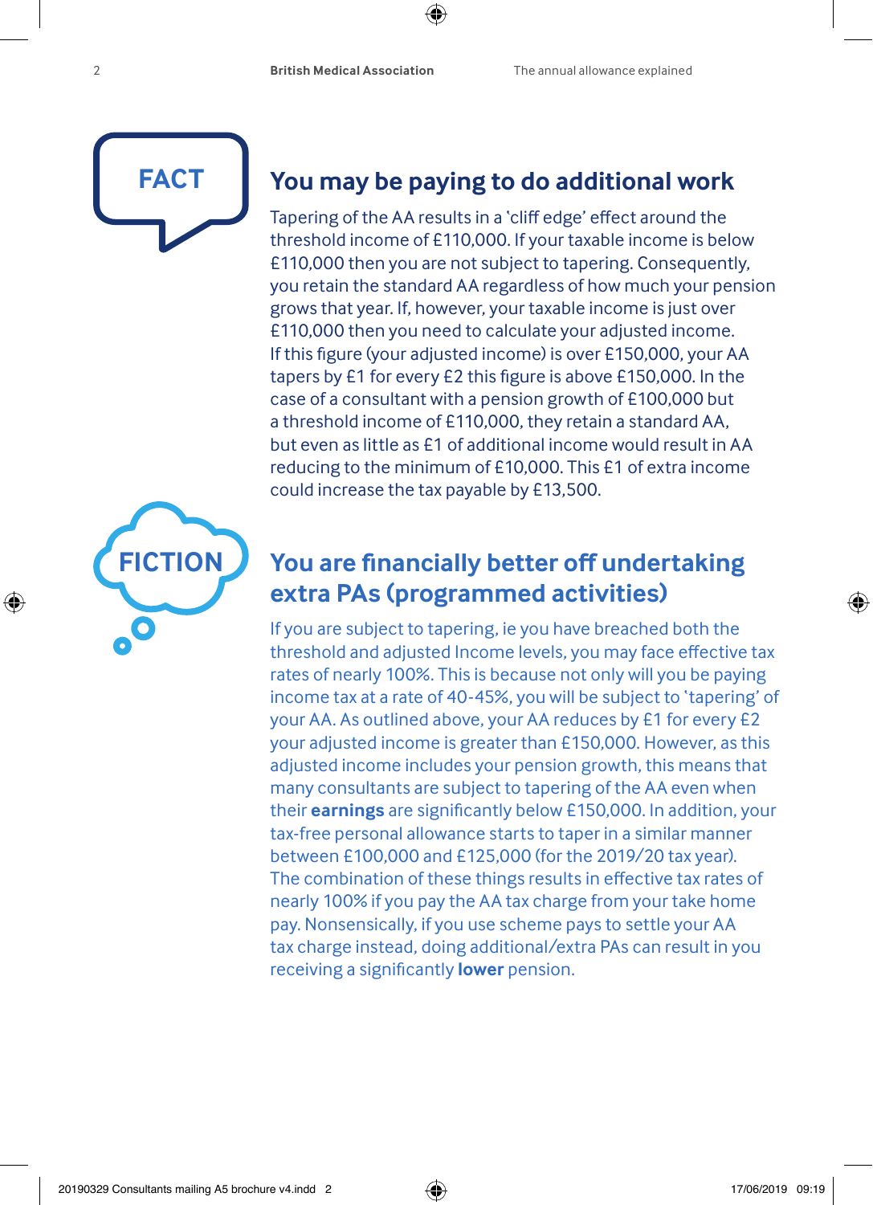FACT

## You may be paying to do additional work

Tapering of the AA results in a 'cliff edge' effect around the threshold income of £110,000. If your taxable income is below £110,000 then you are not subject to tapering. Consequently, you retain the standard AA regardless of how much your pension grows that year. If, however, your taxable income is just over £110,000 then you need to calculate your adjusted income. If this figure (your adjusted income) is over £150,000, your AA tapers by £1 for every £2 this figure is above £150,000. In the case of a consultant with a pension growth of £100,000 but a threshold income of £110,000, they retain a standard AA, but even as little as £1 of additional income would result in AA reducing to the minimum of £10,000. This £1 of extra income could increase the tax payable by £13,500.

FICTION

## You are financially better off undertaking extra PAs (programmed activities)

If you are subject to tapering, ie you have breached both the threshold and adjusted Income levels, you may face effective tax rates of nearly 100%. This is because not only will you be paying income tax at a rate of 40-45%, you will be subject to 'tapering' of your AA. As outlined above, your AA reduces by £1 for every £2 your adjusted income is greater than £150,000. However, as this adjusted income includes your pension growth, this means that many consultants are subject to tapering of the AA even when their **earnings** are significantly below £150,000. In addition, your tax-free personal allowance starts to taper in a similar manner between £100,000 and £125,000 (for the 2019/20 tax year). The combination of these things results in effective tax rates of nearly 100% if you pay the AA tax charge from your take home pay. Nonsensically, if you use scheme pays to settle your AA tax charge instead, doing additional/extra PAs can result in you receiving a significantly **lower** pension.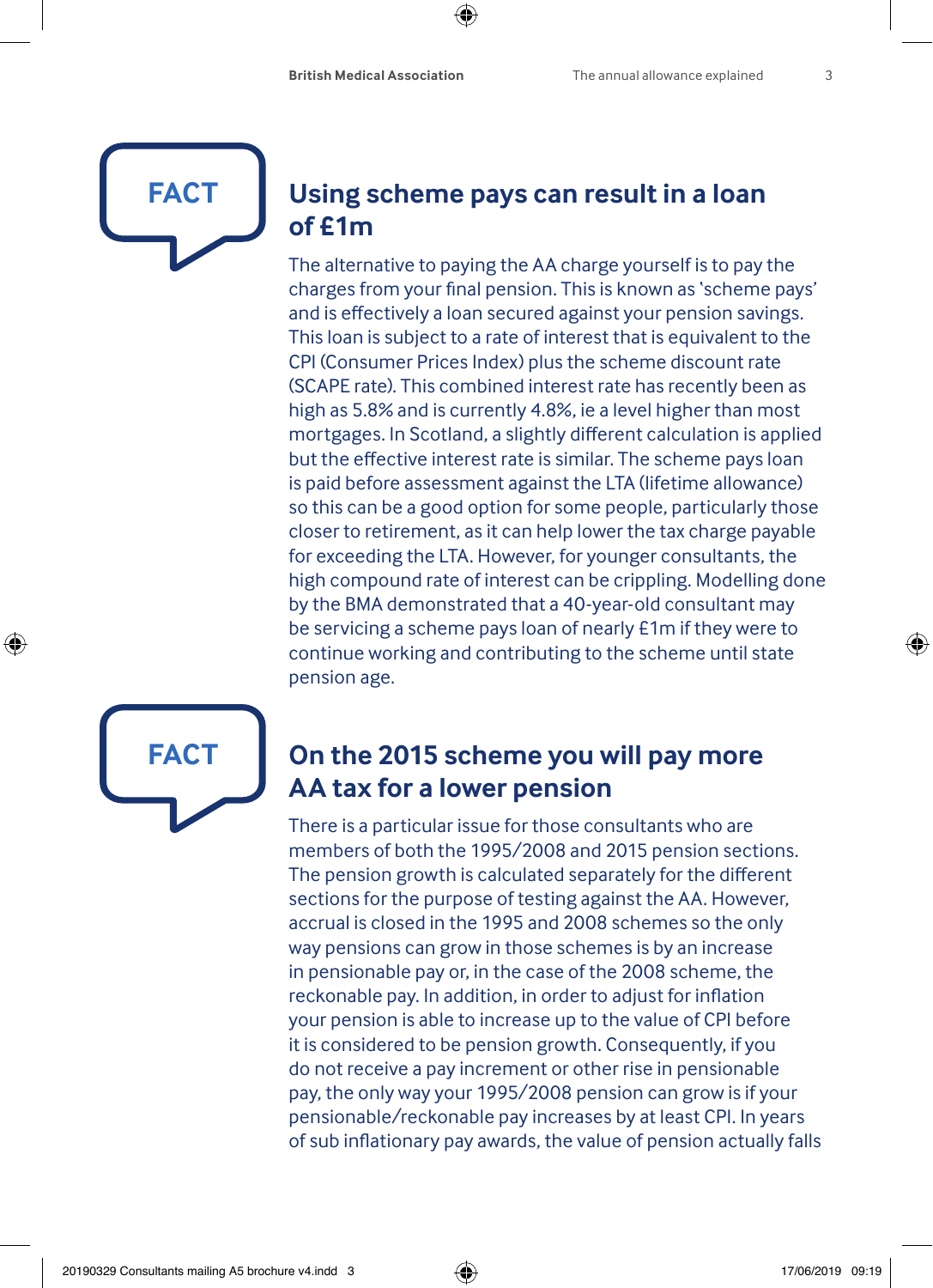FACT

## Using scheme pays can result in a loan of £1m

The alternative to paying the AA charge yourself is to pay the charges from your final pension. This is known as 'scheme pays' and is effectively a loan secured against your pension savings. This loan is subject to a rate of interest that is equivalent to the CPI (Consumer Prices Index) plus the scheme discount rate (SCAPE rate). This combined interest rate has recently been as high as 5.8% and is currently 4.8%, ie a level higher than most mortgages. In Scotland, a slightly different calculation is applied but the effective interest rate is similar. The scheme pays loan is paid before assessment against the LTA (lifetime allowance) so this can be a good option for some people, particularly those closer to retirement, as it can help lower the tax charge payable for exceeding the LTA. However, for younger consultants, the high compound rate of interest can be crippling. Modelling done by the BMA demonstrated that a 40-year-old consultant may be servicing a scheme pays loan of nearly £1m if they were to continue working and contributing to the scheme until state pension age.

FACT

## On the 2015 scheme you will pay more AA tax for a lower pension

There is a particular issue for those consultants who are members of both the 1995/2008 and 2015 pension sections. The pension growth is calculated separately for the different sections for the purpose of testing against the AA. However, accrual is closed in the 1995 and 2008 schemes so the only way pensions can grow in those schemes is by an increase in pensionable pay or, in the case of the 2008 scheme, the reckonable pay. In addition, in order to adjust for inflation your pension is able to increase up to the value of CPI before it is considered to be pension growth. Consequently, if you do not receive a pay increment or other rise in pensionable pay, the only way your 1995/2008 pension can grow is if your pensionable/reckonable pay increases by at least CPI. In years of sub inflationary pay awards, the value of pension actually falls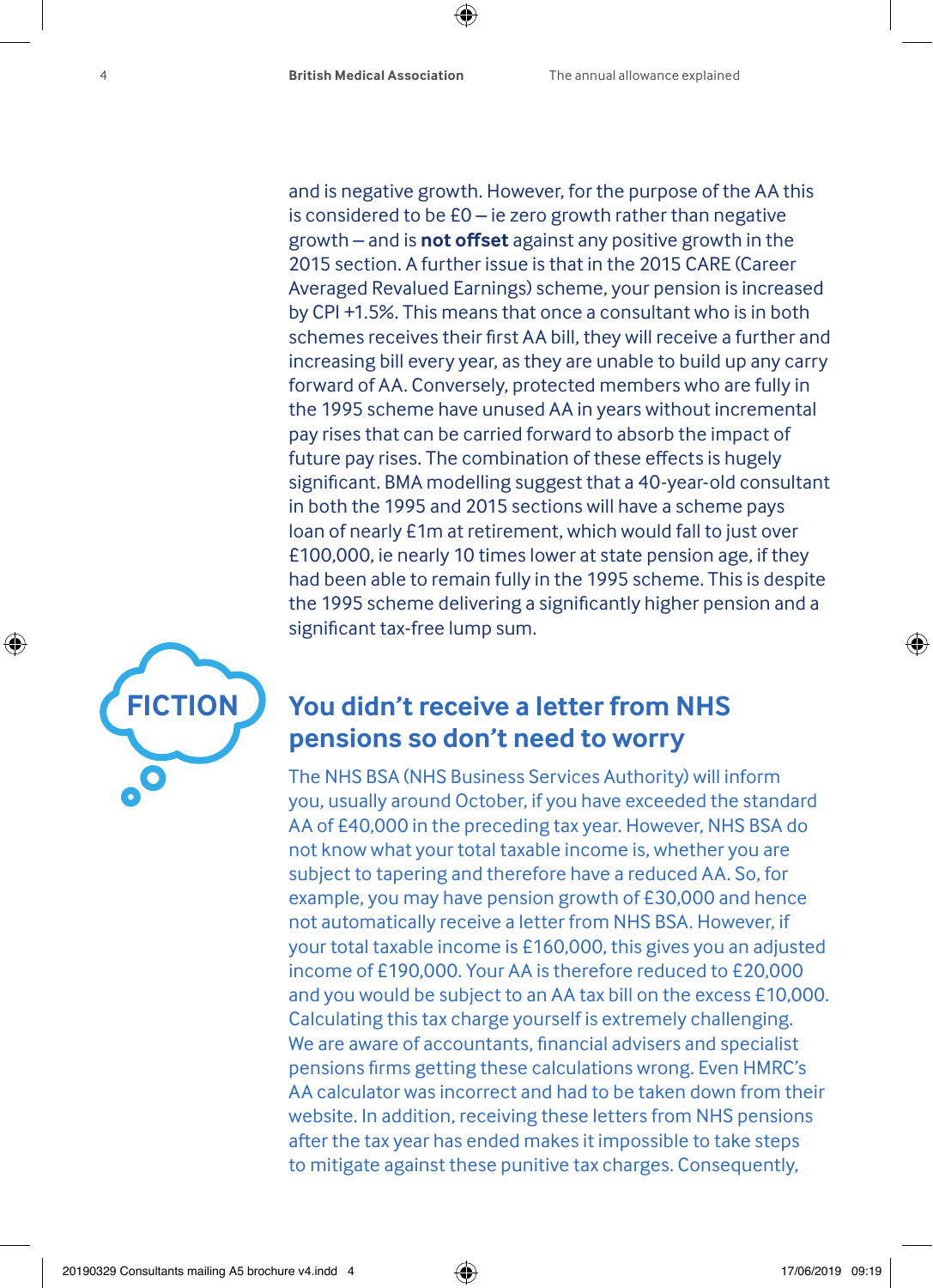and is negative growth. However, for the purpose of the AA this is considered to be £0 – ie zero growth rather than negative growth – and is **not offset** against any positive growth in the 2015 section. A further issue is that in the 2015 CARE (Career Averaged Revalued Earnings) scheme, your pension is increased by CPI +1.5%. This means that once a consultant who is in both schemes receives their first AA bill, they will receive a further and increasing bill every year, as they are unable to build up any carry forward of AA. Conversely, protected members who are fully in the 1995 scheme have unused AA in years without incremental pay rises that can be carried forward to absorb the impact of future pay rises. The combination of these effects is hugely significant. BMA modelling suggest that a 40-year-old consultant in both the 1995 and 2015 sections will have a scheme pays loan of nearly £1m at retirement, which would fall to just over £100,000, ie nearly 10 times lower at state pension age, if they had been able to remain fully in the 1995 scheme. This is despite the 1995 scheme delivering a significantly higher pension and a significant tax-free lump sum.

FICTION

## You didn't receive a letter from NHS pensions so don't need to worry

The NHS BSA (NHS Business Services Authority) will inform you, usually around October, if you have exceeded the standard AA of £40,000 in the preceding tax year. However, NHS BSA do not know what your total taxable income is, whether you are subject to tapering and therefore have a reduced AA. So, for example, you may have pension growth of £30,000 and hence not automatically receive a letter from NHS BSA. However, if your total taxable income is £160,000, this gives you an adjusted income of £190,000. Your AA is therefore reduced to £20,000 and you would be subject to an AA tax bill on the excess £10,000. Calculating this tax charge yourself is extremely challenging. We are aware of accountants, financial advisers and specialist pensions firms getting these calculations wrong. Even HMRC's AA calculator was incorrect and had to be taken down from their website. In addition, receiving these letters from NHS pensions after the tax year has ended makes it impossible to take steps to mitigate against these punitive tax charges. Consequently,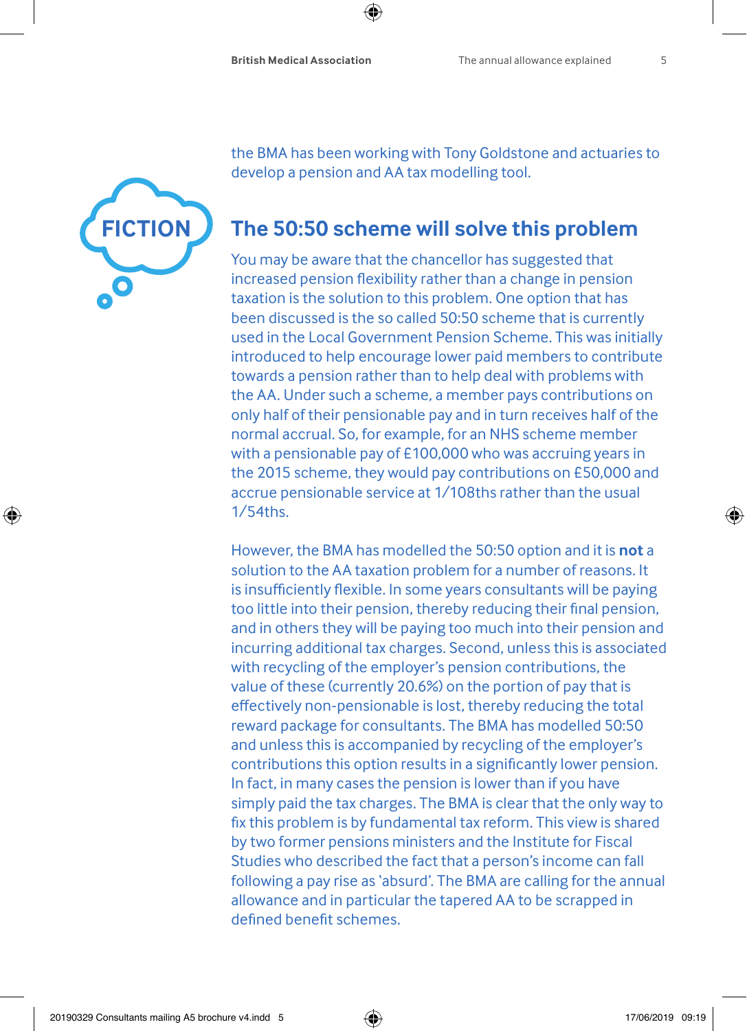the BMA has been working with Tony Goldstone and actuaries to develop a pension and AA tax modelling tool.

FICTION

## The 50:50 scheme will solve this problem

You may be aware that the chancellor has suggested that increased pension flexibility rather than a change in pension taxation is the solution to this problem. One option that has been discussed is the so called 50:50 scheme that is currently used in the Local Government Pension Scheme. This was initially introduced to help encourage lower paid members to contribute towards a pension rather than to help deal with problems with the AA. Under such a scheme, a member pays contributions on only half of their pensionable pay and in turn receives half of the normal accrual. So, for example, for an NHS scheme member with a pensionable pay of £100,000 who was accruing years in the 2015 scheme, they would pay contributions on £50,000 and accrue pensionable service at 1/108ths rather than the usual 1/54ths.

However, the BMA has modelled the 50:50 option and it is **not** a solution to the AA taxation problem for a number of reasons. It is insufficiently flexible. In some years consultants will be paying too little into their pension, thereby reducing their final pension, and in others they will be paying too much into their pension and incurring additional tax charges. Second, unless this is associated with recycling of the employer's pension contributions, the value of these (currently 20.6%) on the portion of pay that is effectively non-pensionable is lost, thereby reducing the total reward package for consultants. The BMA has modelled 50:50 and unless this is accompanied by recycling of the employer's contributions this option results in a significantly lower pension. In fact, in many cases the pension is lower than if you have simply paid the tax charges. The BMA is clear that the only way to fix this problem is by fundamental tax reform. This view is shared by two former pensions ministers and the Institute for Fiscal Studies who described the fact that a person's income can fall following a pay rise as 'absurd'. The BMA are calling for the annual allowance and in particular the tapered AA to be scrapped in defined benefit schemes.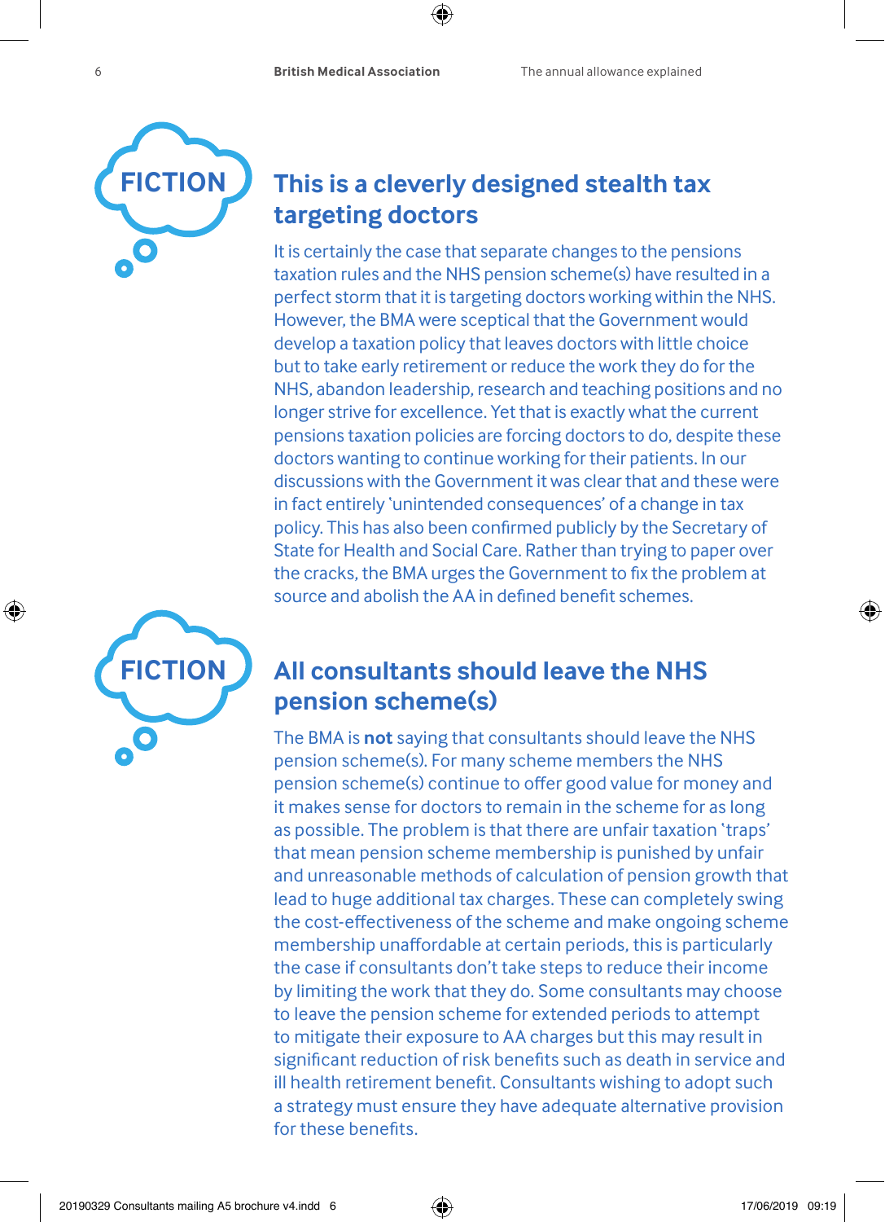FICTION

## This is a cleverly designed stealth tax targeting doctors

It is certainly the case that separate changes to the pensions taxation rules and the NHS pension scheme(s) have resulted in a perfect storm that it is targeting doctors working within the NHS. However, the BMA were sceptical that the Government would develop a taxation policy that leaves doctors with little choice but to take early retirement or reduce the work they do for the NHS, abandon leadership, research and teaching positions and no longer strive for excellence. Yet that is exactly what the current pensions taxation policies are forcing doctors to do, despite these doctors wanting to continue working for their patients. In our discussions with the Government it was clear that and these were in fact entirely 'unintended consequences' of a change in tax policy. This has also been confirmed publicly by the Secretary of State for Health and Social Care. Rather than trying to paper over the cracks, the BMA urges the Government to fix the problem at source and abolish the AA in defined benefit schemes.

FICTION

## All consultants should leave the NHS pension scheme(s)

The BMA is **not** saying that consultants should leave the NHS pension scheme(s). For many scheme members the NHS pension scheme(s) continue to offer good value for money and it makes sense for doctors to remain in the scheme for as long as possible. The problem is that there are unfair taxation 'traps' that mean pension scheme membership is punished by unfair and unreasonable methods of calculation of pension growth that lead to huge additional tax charges. These can completely swing the cost-effectiveness of the scheme and make ongoing scheme membership unaffordable at certain periods, this is particularly the case if consultants don't take steps to reduce their income by limiting the work that they do. Some consultants may choose to leave the pension scheme for extended periods to attempt to mitigate their exposure to AA charges but this may result in significant reduction of risk benefits such as death in service and ill health retirement benefit. Consultants wishing to adopt such a strategy must ensure they have adequate alternative provision for these benefits.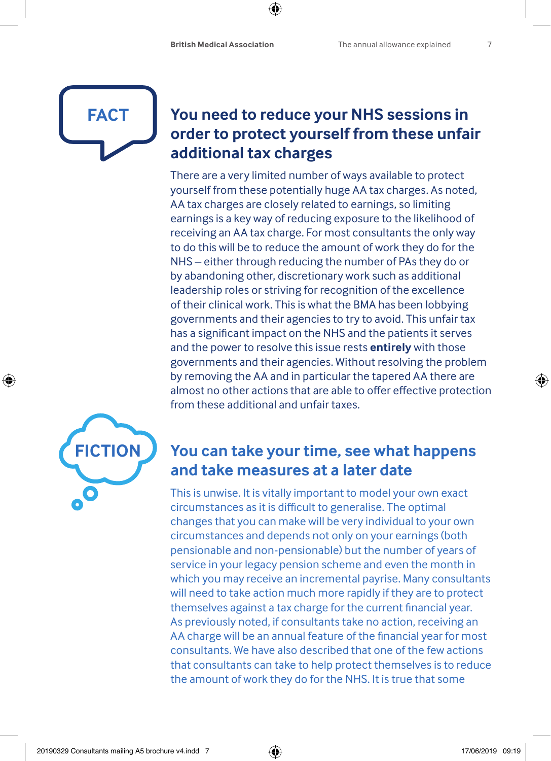FACT

## You need to reduce your NHS sessions in order to protect yourself from these unfair additional tax charges

There are a very limited number of ways available to protect yourself from these potentially huge AA tax charges. As noted, AA tax charges are closely related to earnings, so limiting earnings is a key way of reducing exposure to the likelihood of receiving an AA tax charge. For most consultants the only way to do this will be to reduce the amount of work they do for the NHS – either through reducing the number of PAs they do or by abandoning other, discretionary work such as additional leadership roles or striving for recognition of the excellence of their clinical work. This is what the BMA has been lobbying governments and their agencies to try to avoid. This unfair tax has a significant impact on the NHS and the patients it serves and the power to resolve this issue rests **entirely** with those governments and their agencies. Without resolving the problem by removing the AA and in particular the tapered AA there are almost no other actions that are able to offer effective protection from these additional and unfair taxes.

FICTION

## You can take your time, see what happens and take measures at a later date

This is unwise. It is vitally important to model your own exact circumstances as it is difficult to generalise. The optimal changes that you can make will be very individual to your own circumstances and depends not only on your earnings (both pensionable and non-pensionable) but the number of years of service in your legacy pension scheme and even the month in which you may receive an incremental payrise. Many consultants will need to take action much more rapidly if they are to protect themselves against a tax charge for the current financial year. As previously noted, if consultants take no action, receiving an AA charge will be an annual feature of the financial year for most consultants. We have also described that one of the few actions that consultants can take to help protect themselves is to reduce the amount of work they do for the NHS. It is true that some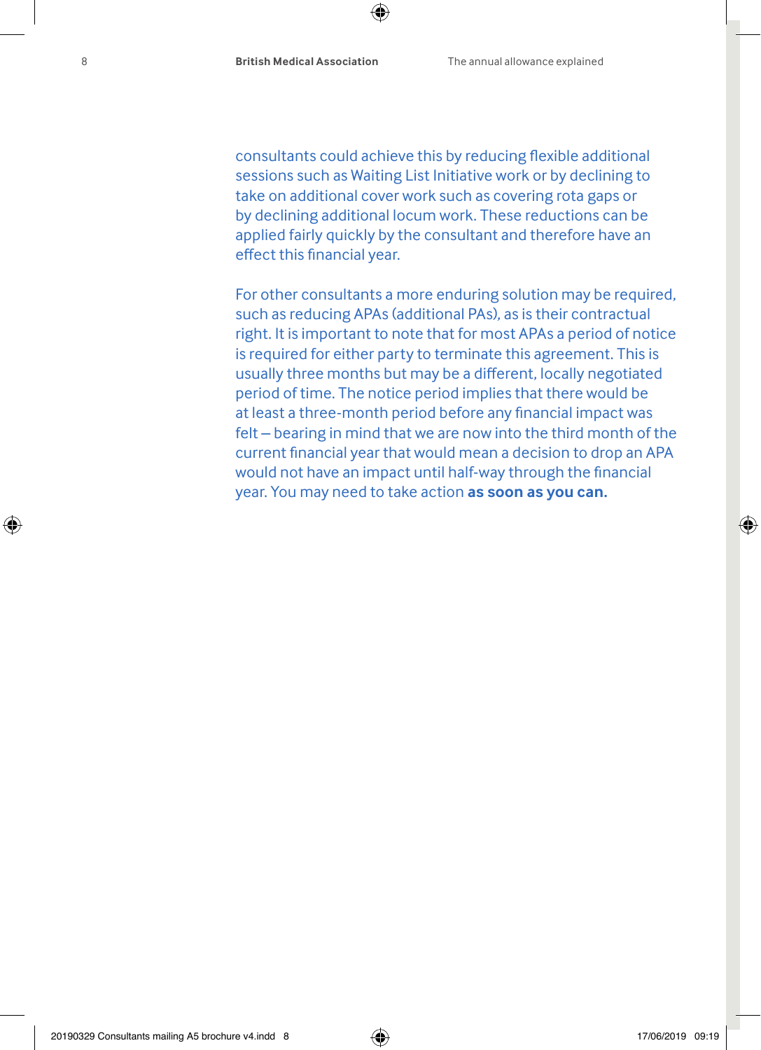consultants could achieve this by reducing flexible additional sessions such as Waiting List Initiative work or by declining to take on additional cover work such as covering rota gaps or by declining additional locum work. These reductions can be applied fairly quickly by the consultant and therefore have an effect this financial year.

For other consultants a more enduring solution may be required, such as reducing APAs (additional PAs), as is their contractual right. It is important to note that for most APAs a period of notice is required for either party to terminate this agreement. This is usually three months but may be a different, locally negotiated period of time. The notice period implies that there would be at least a three-month period before any financial impact was felt – bearing in mind that we are now into the third month of the current financial year that would mean a decision to drop an APA would not have an impact until half-way through the financial year. You may need to take action **as soon as you can.**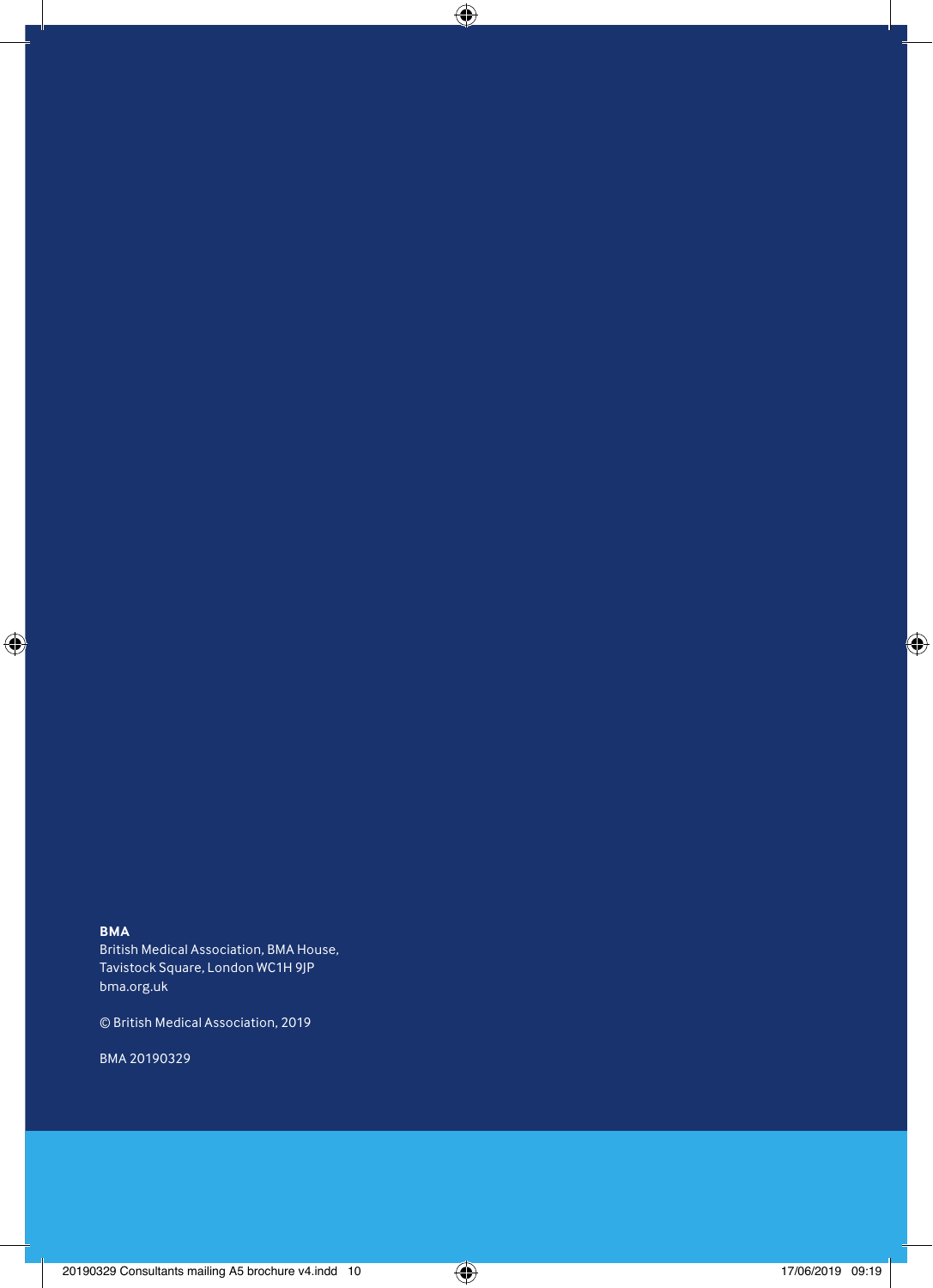**BMA**
British Medical Association, BMA House,
Tavistock Square, London WC1H 9JP
bma.org.uk

© British Medical Association, 2019

BMA 20190329